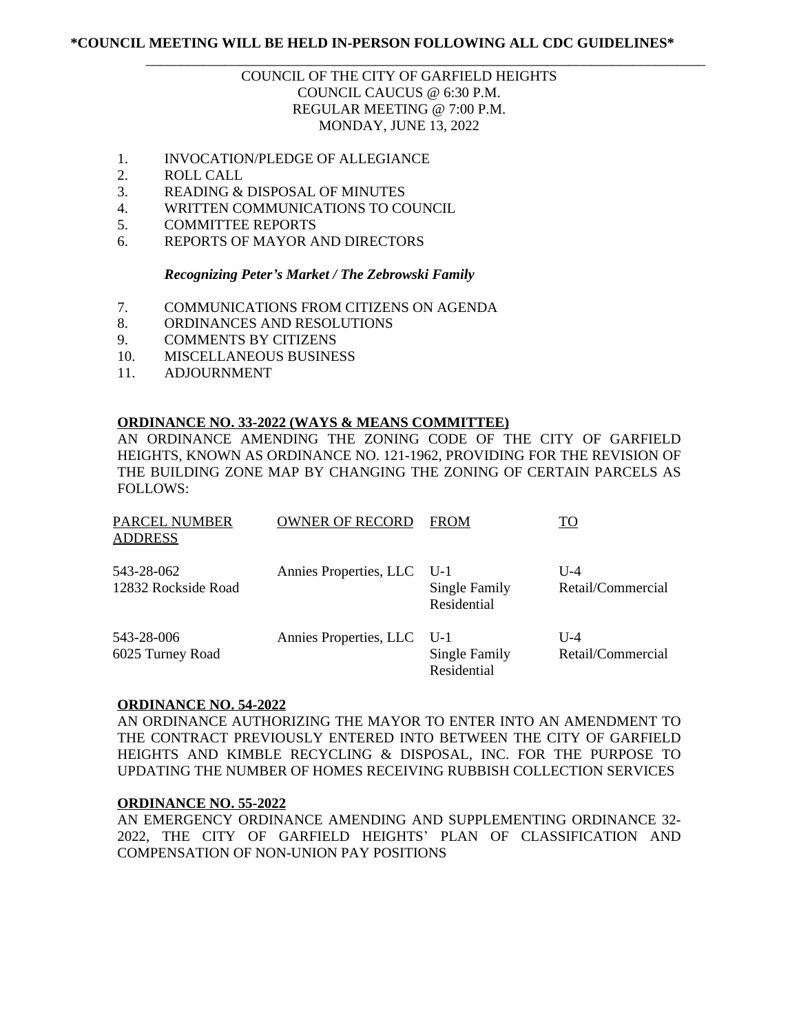**\*COUNCIL MEETING WILL BE HELD IN-PERSON FOLLOWING ALL CDC GUIDELINES\***

COUNCIL OF THE CITY OF GARFIELD HEIGHTS
COUNCIL CAUCUS @ 6:30 P.M.
REGULAR MEETING @ 7:00 P.M.
MONDAY, JUNE 13, 2022

1. INVOCATION/PLEDGE OF ALLEGIANCE
2. ROLL CALL
3. READING & DISPOSAL OF MINUTES
4. WRITTEN COMMUNICATIONS TO COUNCIL
5. COMMITTEE REPORTS
6. REPORTS OF MAYOR AND DIRECTORS

   ***Recognizing Peter's Market / The Zebrowski Family***

7. COMMUNICATIONS FROM CITIZENS ON AGENDA
8. ORDINANCES AND RESOLUTIONS
9. COMMENTS BY CITIZENS
10. MISCELLANEOUS BUSINESS
11. ADJOURNMENT

**ORDINANCE NO. 33-2022 (WAYS & MEANS COMMITTEE)**

AN ORDINANCE AMENDING THE ZONING CODE OF THE CITY OF GARFIELD HEIGHTS, KNOWN AS ORDINANCE NO. 121-1962, PROVIDING FOR THE REVISION OF THE BUILDING ZONE MAP BY CHANGING THE ZONING OF CERTAIN PARCELS AS FOLLOWS:

| PARCEL NUMBER ADDRESS | OWNER OF RECORD | FROM | TO |
|---|---|---|---|
| 543-28-062 12832 Rockside Road | Annies Properties, LLC | U-1 Single Family Residential | U-4 Retail/Commercial |
| 543-28-006 6025 Turney Road | Annies Properties, LLC | U-1 Single Family Residential | U-4 Retail/Commercial |

**ORDINANCE NO. 54-2022**

AN ORDINANCE AUTHORIZING THE MAYOR TO ENTER INTO AN AMENDMENT TO THE CONTRACT PREVIOUSLY ENTERED INTO BETWEEN THE CITY OF GARFIELD HEIGHTS AND KIMBLE RECYCLING & DISPOSAL, INC. FOR THE PURPOSE TO UPDATING THE NUMBER OF HOMES RECEIVING RUBBISH COLLECTION SERVICES

**ORDINANCE NO. 55-2022**

AN EMERGENCY ORDINANCE AMENDING AND SUPPLEMENTING ORDINANCE 32-2022, THE CITY OF GARFIELD HEIGHTS' PLAN OF CLASSIFICATION AND COMPENSATION OF NON-UNION PAY POSITIONS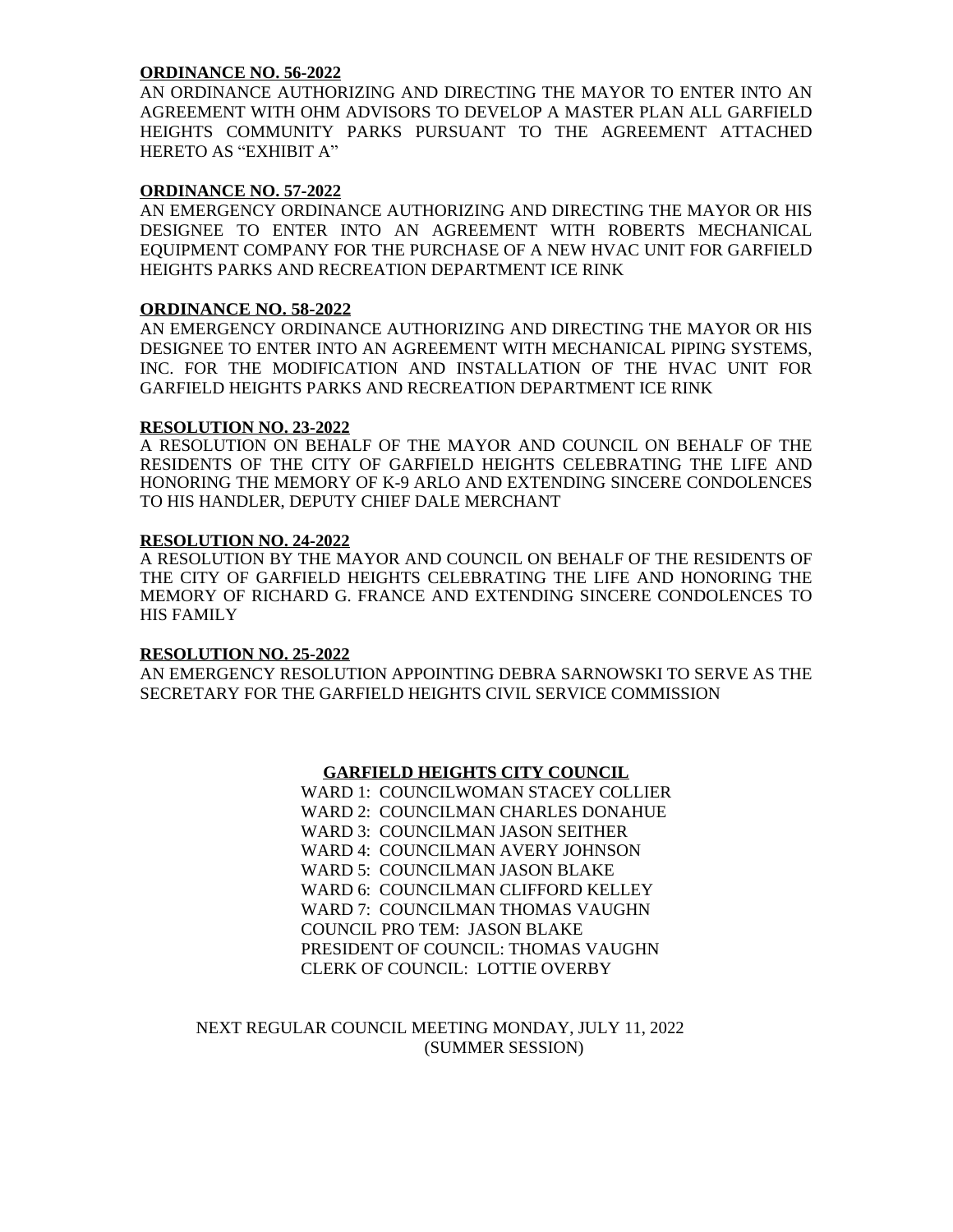**ORDINANCE NO. 56-2022**

AN ORDINANCE AUTHORIZING AND DIRECTING THE MAYOR TO ENTER INTO AN AGREEMENT WITH OHM ADVISORS TO DEVELOP A MASTER PLAN ALL GARFIELD HEIGHTS COMMUNITY PARKS PURSUANT TO THE AGREEMENT ATTACHED HERETO AS "EXHIBIT A"

**ORDINANCE NO. 57-2022**

AN EMERGENCY ORDINANCE AUTHORIZING AND DIRECTING THE MAYOR OR HIS DESIGNEE TO ENTER INTO AN AGREEMENT WITH ROBERTS MECHANICAL EQUIPMENT COMPANY FOR THE PURCHASE OF A NEW HVAC UNIT FOR GARFIELD HEIGHTS PARKS AND RECREATION DEPARTMENT ICE RINK

**ORDINANCE NO. 58-2022**

AN EMERGENCY ORDINANCE AUTHORIZING AND DIRECTING THE MAYOR OR HIS DESIGNEE TO ENTER INTO AN AGREEMENT WITH MECHANICAL PIPING SYSTEMS, INC. FOR THE MODIFICATION AND INSTALLATION OF THE HVAC UNIT FOR GARFIELD HEIGHTS PARKS AND RECREATION DEPARTMENT ICE RINK

**RESOLUTION NO. 23-2022**

A RESOLUTION ON BEHALF OF THE MAYOR AND COUNCIL ON BEHALF OF THE RESIDENTS OF THE CITY OF GARFIELD HEIGHTS CELEBRATING THE LIFE AND HONORING THE MEMORY OF K-9 ARLO AND EXTENDING SINCERE CONDOLENCES TO HIS HANDLER, DEPUTY CHIEF DALE MERCHANT

**RESOLUTION NO. 24-2022**

A RESOLUTION BY THE MAYOR AND COUNCIL ON BEHALF OF THE RESIDENTS OF THE CITY OF GARFIELD HEIGHTS CELEBRATING THE LIFE AND HONORING THE MEMORY OF RICHARD G. FRANCE AND EXTENDING SINCERE CONDOLENCES TO HIS FAMILY

**RESOLUTION NO. 25-2022**

AN EMERGENCY RESOLUTION APPOINTING DEBRA SARNOWSKI TO SERVE AS THE SECRETARY FOR THE GARFIELD HEIGHTS CIVIL SERVICE COMMISSION

**GARFIELD HEIGHTS CITY COUNCIL**

WARD 1: COUNCILWOMAN STACEY COLLIER
WARD 2: COUNCILMAN CHARLES DONAHUE
WARD 3: COUNCILMAN JASON SEITHER
WARD 4: COUNCILMAN AVERY JOHNSON
WARD 5: COUNCILMAN JASON BLAKE
WARD 6: COUNCILMAN CLIFFORD KELLEY
WARD 7: COUNCILMAN THOMAS VAUGHN
COUNCIL PRO TEM: JASON BLAKE
PRESIDENT OF COUNCIL: THOMAS VAUGHN
CLERK OF COUNCIL: LOTTIE OVERBY

NEXT REGULAR COUNCIL MEETING MONDAY, JULY 11, 2022
(SUMMER SESSION)